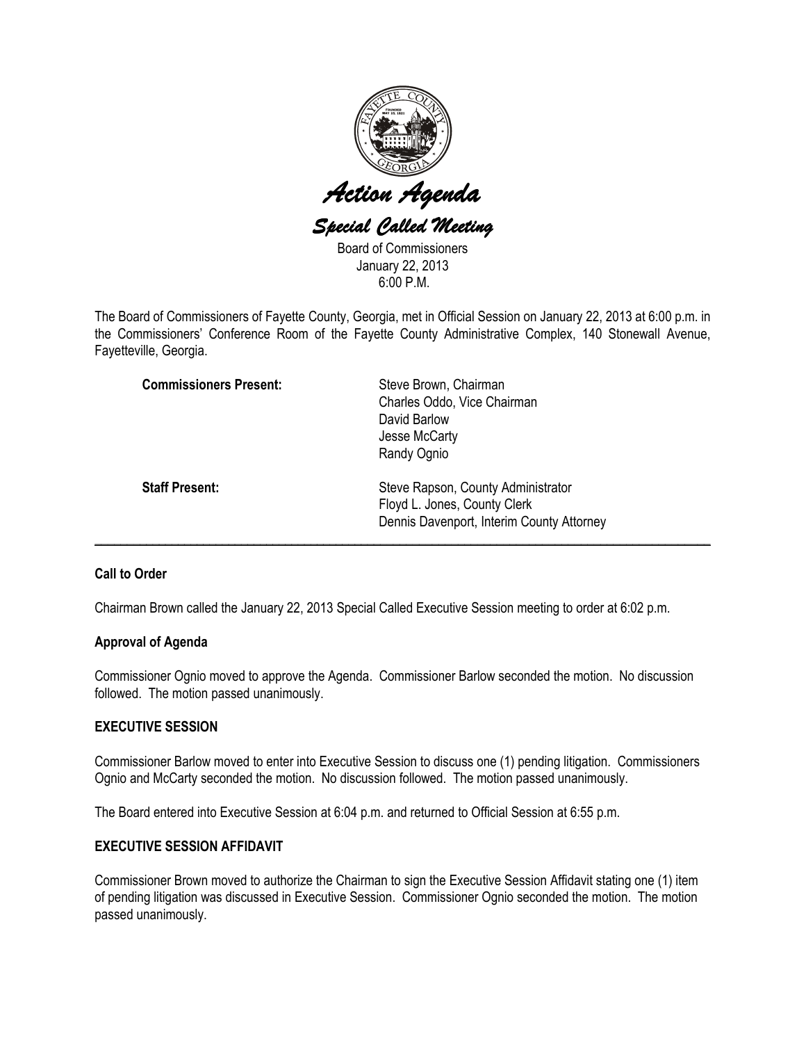# *Action Agenda*

## *Special Called Meeting*

Board of Commissioners
January 22, 2013
6:00 P.M.

The Board of Commissioners of Fayette County, Georgia, met in Official Session on January 22, 2013 at 6:00 p.m. in the Commissioners' Conference Room of the Fayette County Administrative Complex, 140 Stonewall Avenue, Fayetteville, Georgia.

**Commissioners Present:**
Steve Brown, Chairman
Charles Oddo, Vice Chairman
David Barlow
Jesse McCarty
Randy Ognio

**Staff Present:**
Steve Rapson, County Administrator
Floyd L. Jones, County Clerk
Dennis Davenport, Interim County Attorney

---

**Call to Order**

Chairman Brown called the January 22, 2013 Special Called Executive Session meeting to order at 6:02 p.m.

**Approval of Agenda**

Commissioner Ognio moved to approve the Agenda. Commissioner Barlow seconded the motion. No discussion followed. The motion passed unanimously.

**EXECUTIVE SESSION**

Commissioner Barlow moved to enter into Executive Session to discuss one (1) pending litigation. Commissioners Ognio and McCarty seconded the motion. No discussion followed. The motion passed unanimously.

The Board entered into Executive Session at 6:04 p.m. and returned to Official Session at 6:55 p.m.

**EXECUTIVE SESSION AFFIDAVIT**

Commissioner Brown moved to authorize the Chairman to sign the Executive Session Affidavit stating one (1) item of pending litigation was discussed in Executive Session. Commissioner Ognio seconded the motion. The motion passed unanimously.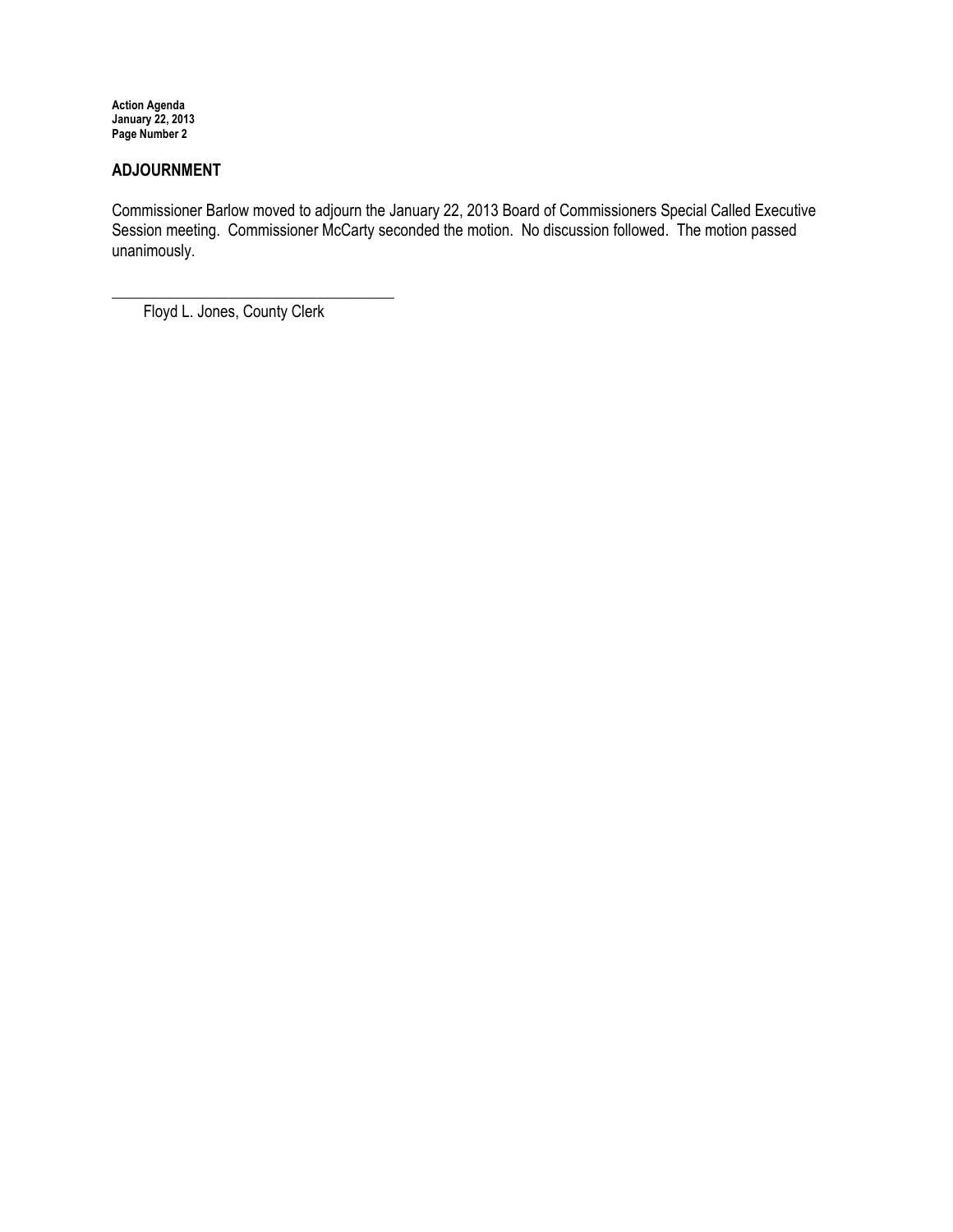## ADJOURNMENT

Commissioner Barlow moved to adjourn the January 22, 2013 Board of Commissioners Special Called Executive Session meeting. Commissioner McCarty seconded the motion. No discussion followed. The motion passed unanimously.

\_\_\_\_\_\_\_\_\_\_\_\_\_\_\_\_\_\_\_\_\_\_\_\_\_\_\_\_\_\_\_\_\_\_\_\_

Floyd L. Jones, County Clerk